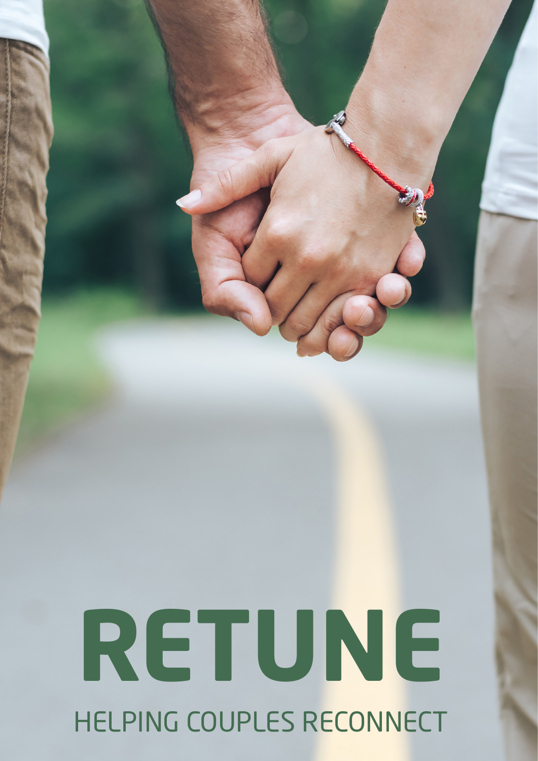# RETUNE

HELPING COUPLES RECONNECT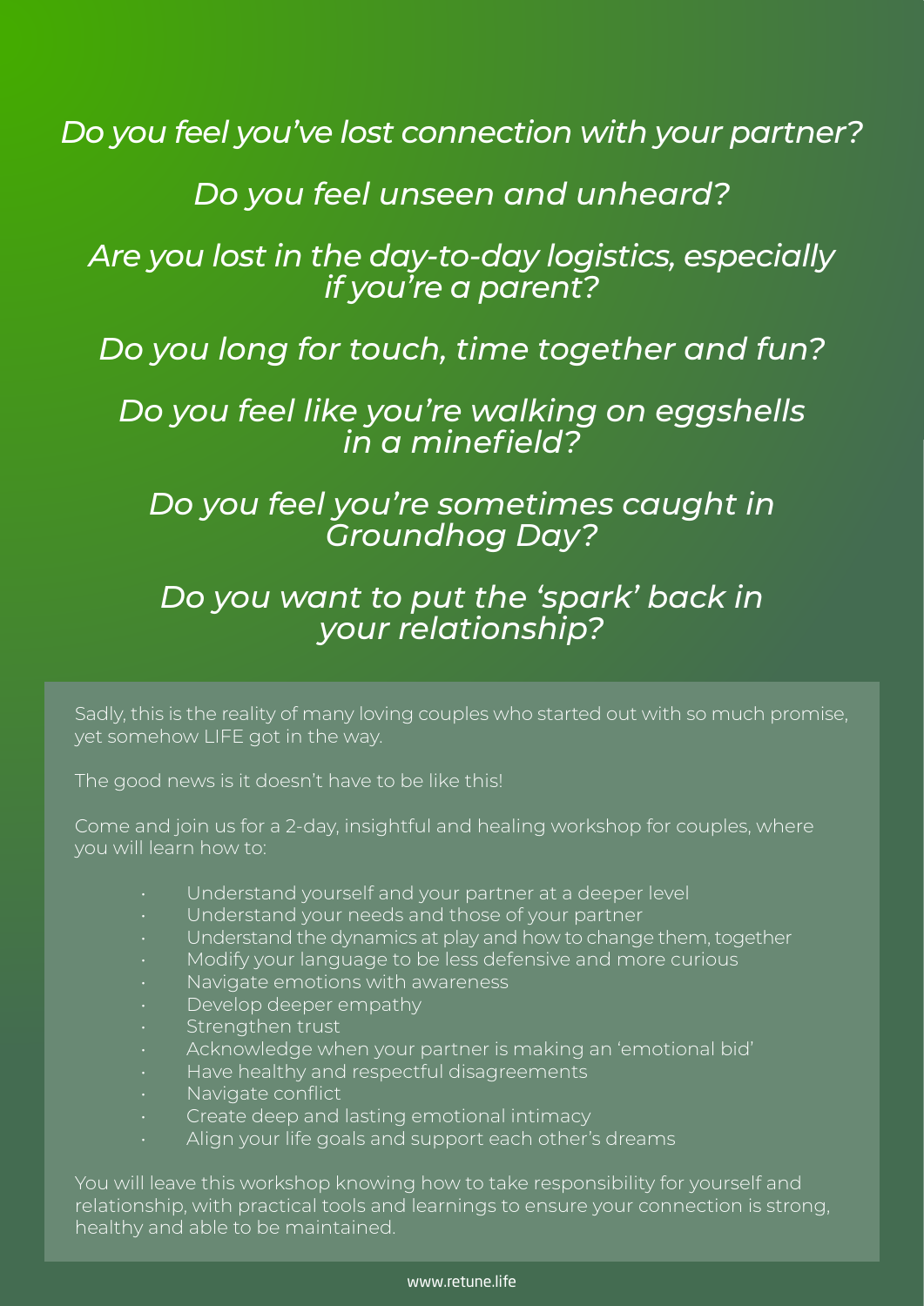*Do you feel you've lost connection with your partner?*

*Do you feel unseen and unheard?*

*Are you lost in the day-to-day logistics, especially if you're a parent?*

*Do you long for touch, time together and fun?*

*Do you feel like you're walking on eggshells in a minefield?*

*Do you feel you're sometimes caught in Groundhog Day?*

*Do you want to put the 'spark' back in your relationship?*

Sadly, this is the reality of many loving couples who started out with so much promise, yet somehow LIFE got in the way.

The good news is it doesn't have to be like this!

Come and join us for a 2-day, insightful and healing workshop for couples, where you will learn how to:

- Understand yourself and your partner at a deeper level
- Understand your needs and those of your partner
- Understand the dynamics at play and how to change them, together
- Modify your language to be less defensive and more curious
- Navigate emotions with awareness
- Develop deeper empathy
- Strengthen trust
- Acknowledge when your partner is making an 'emotional bid'
- Have healthy and respectful disagreements
- Navigate conflict
- Create deep and lasting emotional intimacy
- Align your life goals and support each other's dreams

You will leave this workshop knowing how to take responsibility for yourself and relationship, with practical tools and learnings to ensure your connection is strong, healthy and able to be maintained.

www.retune.life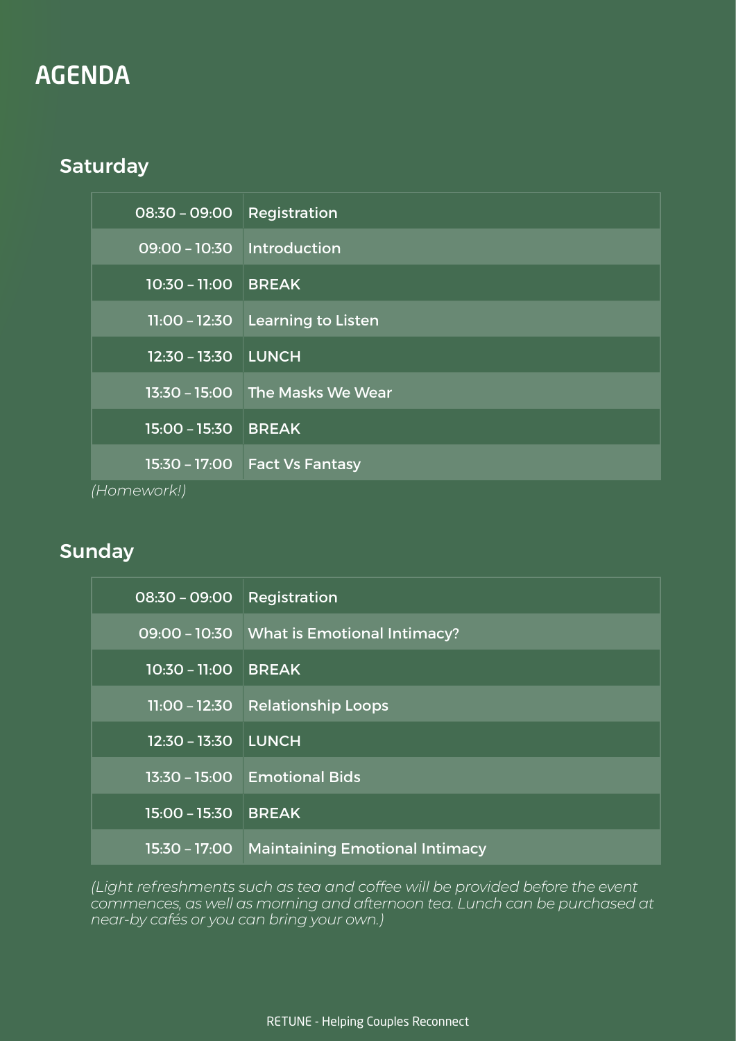# AGENDA

## Saturday

| | |
|---|---|
| 08:30 – 09:00 | Registration |
| 09:00 – 10:30 | Introduction |
| 10:30 – 11:00 | BREAK |
| 11:00 – 12:30 | Learning to Listen |
| 12:30 – 13:30 | LUNCH |
| 13:30 – 15:00 | The Masks We Wear |
| 15:00 – 15:30 | BREAK |
| 15:30 – 17:00 | Fact Vs Fantasy |

*(Homework!)*

## Sunday

| | |
|---|---|
| 08:30 – 09:00 | Registration |
| 09:00 – 10:30 | What is Emotional Intimacy? |
| 10:30 – 11:00 | BREAK |
| 11:00 – 12:30 | Relationship Loops |
| 12:30 – 13:30 | LUNCH |
| 13:30 – 15:00 | Emotional Bids |
| 15:00 – 15:30 | BREAK |
| 15:30 – 17:00 | Maintaining Emotional Intimacy |

*(Light refreshments such as tea and coffee will be provided before the event commences, as well as morning and afternoon tea. Lunch can be purchased at near-by cafés or you can bring your own.)*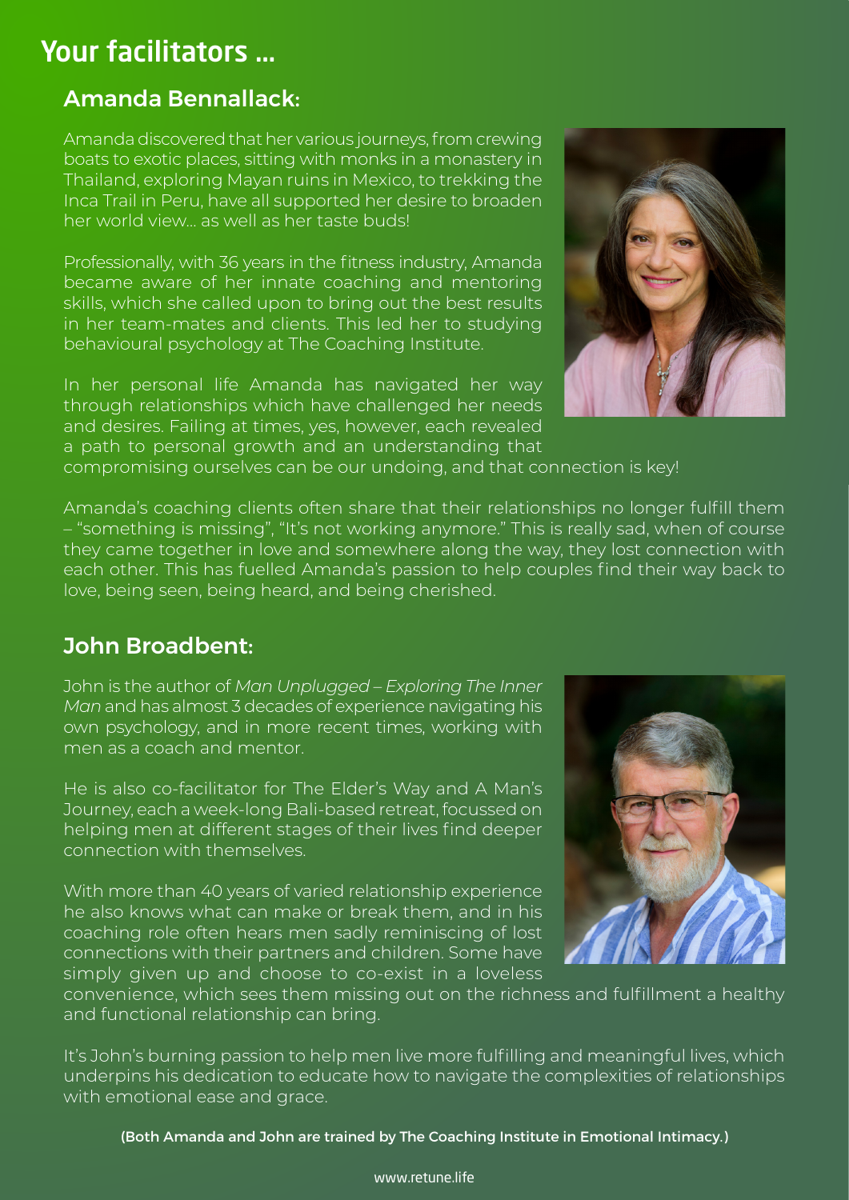# Your facilitators …

## Amanda Bennallack:

Amanda discovered that her various journeys, from crewing boats to exotic places, sitting with monks in a monastery in Thailand, exploring Mayan ruins in Mexico, to trekking the Inca Trail in Peru, have all supported her desire to broaden her world view… as well as her taste buds!

Professionally, with 36 years in the fitness industry, Amanda became aware of her innate coaching and mentoring skills, which she called upon to bring out the best results in her team-mates and clients. This led her to studying behavioural psychology at The Coaching Institute.

In her personal life Amanda has navigated her way through relationships which have challenged her needs and desires. Failing at times, yes, however, each revealed a path to personal growth and an understanding that compromising ourselves can be our undoing, and that connection is key!

Amanda's coaching clients often share that their relationships no longer fulfill them – "something is missing", "It's not working anymore." This is really sad, when of course they came together in love and somewhere along the way, they lost connection with each other. This has fuelled Amanda's passion to help couples find their way back to love, being seen, being heard, and being cherished.

## John Broadbent:

John is the author of *Man Unplugged – Exploring The Inner Man* and has almost 3 decades of experience navigating his own psychology, and in more recent times, working with men as a coach and mentor.

He is also co-facilitator for The Elder's Way and A Man's Journey, each a week-long Bali-based retreat, focussed on helping men at different stages of their lives find deeper connection with themselves.

With more than 40 years of varied relationship experience he also knows what can make or break them, and in his coaching role often hears men sadly reminiscing of lost connections with their partners and children. Some have simply given up and choose to co-exist in a loveless convenience, which sees them missing out on the richness and fulfillment a healthy and functional relationship can bring.

It's John's burning passion to help men live more fulfilling and meaningful lives, which underpins his dedication to educate how to navigate the complexities of relationships with emotional ease and grace.

**(Both Amanda and John are trained by The Coaching Institute in Emotional Intimacy.)**

www.retune.life